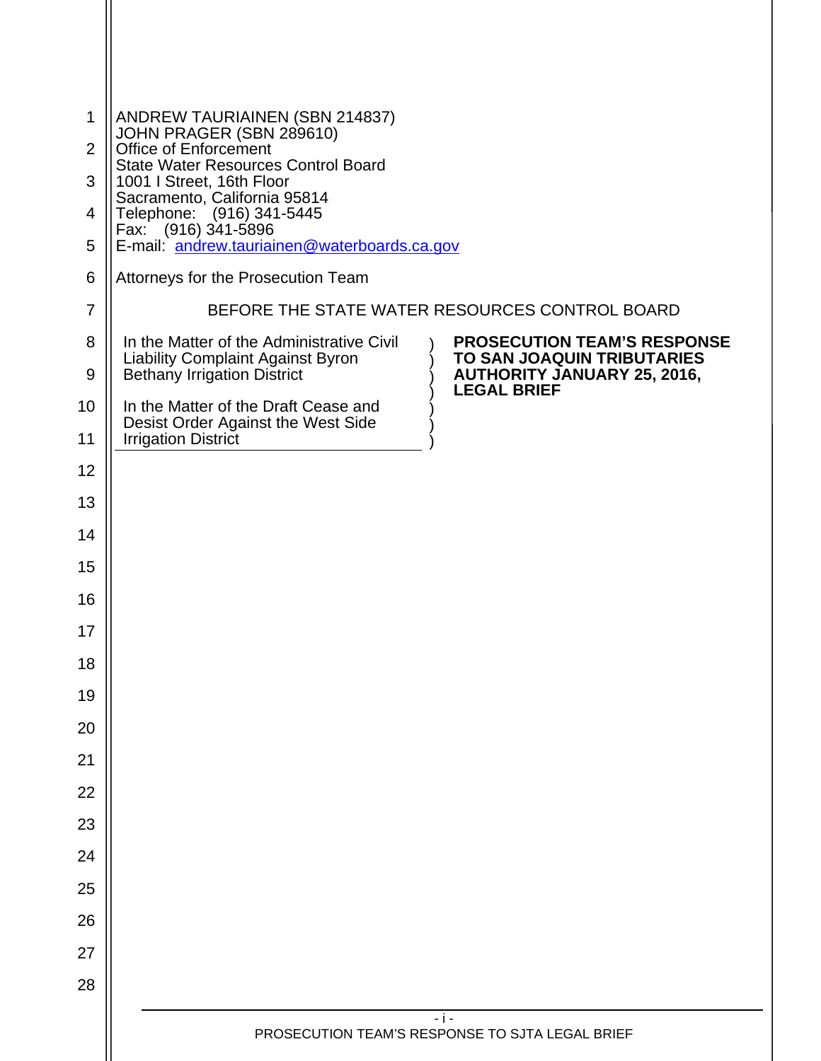ANDREW TAURIAINEN (SBN 214837)
JOHN PRAGER (SBN 289610)
Office of Enforcement
State Water Resources Control Board
1001 I Street, 16th Floor
Sacramento, California 95814
Telephone: (916) 341-5445
Fax: (916) 341-5896
E-mail: andrew.tauriainen@waterboards.ca.gov

Attorneys for the Prosecution Team

BEFORE THE STATE WATER RESOURCES CONTROL BOARD

| | |
|---|---|
| In the Matter of the Administrative Civil Liability Complaint Against Byron Bethany Irrigation District<br><br>In the Matter of the Draft Cease and Desist Order Against the West Side Irrigation District | **PROSECUTION TEAM'S RESPONSE TO SAN JOAQUIN TRIBUTARIES AUTHORITY JANUARY 25, 2016, LEGAL BRIEF** |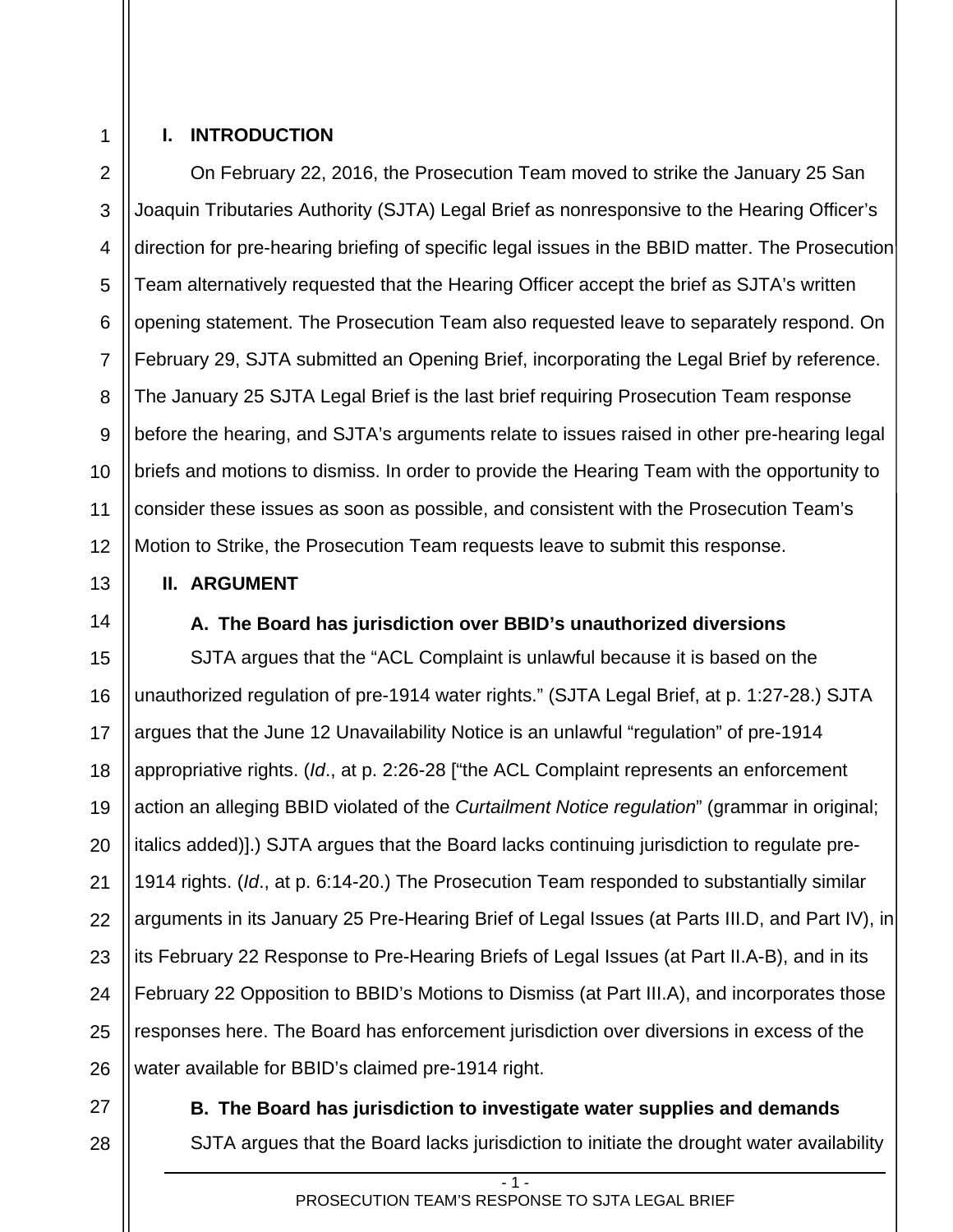## I. INTRODUCTION

On February 22, 2016, the Prosecution Team moved to strike the January 25 San Joaquin Tributaries Authority (SJTA) Legal Brief as nonresponsive to the Hearing Officer's direction for pre-hearing briefing of specific legal issues in the BBID matter. The Prosecution Team alternatively requested that the Hearing Officer accept the brief as SJTA's written opening statement. The Prosecution Team also requested leave to separately respond. On February 29, SJTA submitted an Opening Brief, incorporating the Legal Brief by reference. The January 25 SJTA Legal Brief is the last brief requiring Prosecution Team response before the hearing, and SJTA's arguments relate to issues raised in other pre-hearing legal briefs and motions to dismiss. In order to provide the Hearing Team with the opportunity to consider these issues as soon as possible, and consistent with the Prosecution Team's Motion to Strike, the Prosecution Team requests leave to submit this response.

## II. ARGUMENT

### A. The Board has jurisdiction over BBID's unauthorized diversions

SJTA argues that the "ACL Complaint is unlawful because it is based on the unauthorized regulation of pre-1914 water rights." (SJTA Legal Brief, at p. 1:27-28.) SJTA argues that the June 12 Unavailability Notice is an unlawful "regulation" of pre-1914 appropriative rights. (*Id*., at p. 2:26-28 ["the ACL Complaint represents an enforcement action an alleging BBID violated of the *Curtailment Notice regulation*" (grammar in original; italics added)].) SJTA argues that the Board lacks continuing jurisdiction to regulate pre-1914 rights. (*Id*., at p. 6:14-20.) The Prosecution Team responded to substantially similar arguments in its January 25 Pre-Hearing Brief of Legal Issues (at Parts III.D, and Part IV), in its February 22 Response to Pre-Hearing Briefs of Legal Issues (at Part II.A-B), and in its February 22 Opposition to BBID's Motions to Dismiss (at Part III.A), and incorporates those responses here. The Board has enforcement jurisdiction over diversions in excess of the water available for BBID's claimed pre-1914 right.

### B. The Board has jurisdiction to investigate water supplies and demands

SJTA argues that the Board lacks jurisdiction to initiate the drought water availability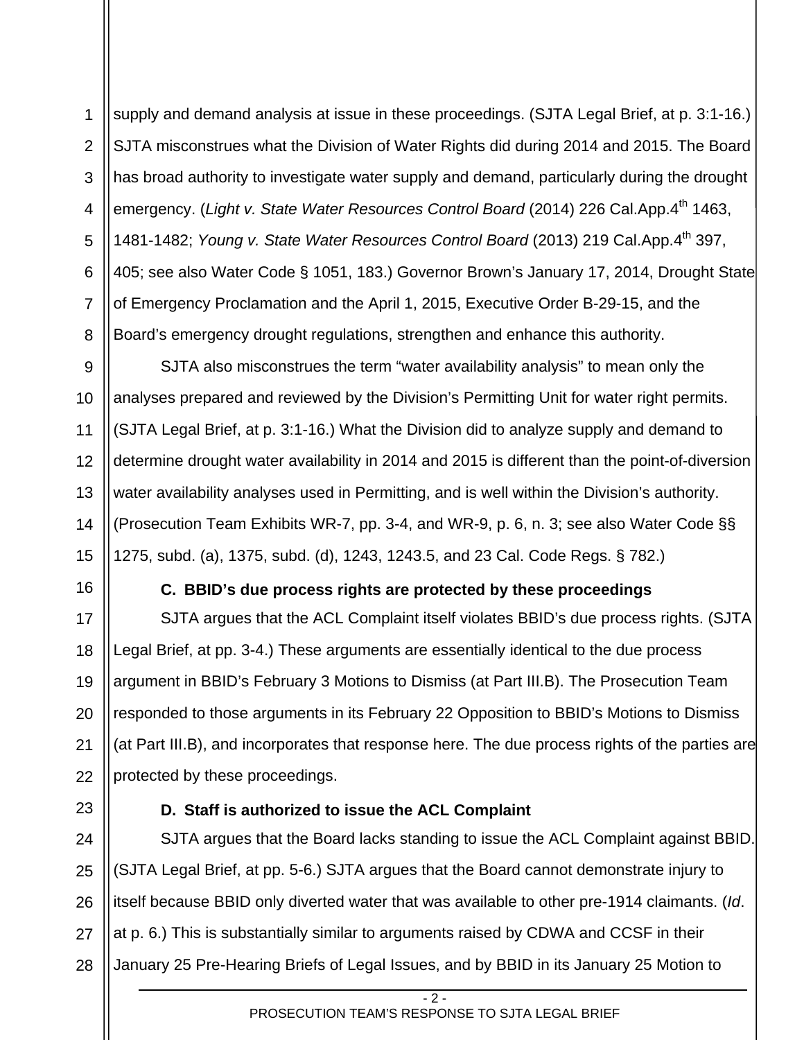supply and demand analysis at issue in these proceedings. (SJTA Legal Brief, at p. 3:1-16.) SJTA misconstrues what the Division of Water Rights did during 2014 and 2015. The Board has broad authority to investigate water supply and demand, particularly during the drought emergency. (*Light v. State Water Resources Control Board* (2014) 226 Cal.App.4th 1463, 1481-1482; *Young v. State Water Resources Control Board* (2013) 219 Cal.App.4th 397, 405; see also Water Code § 1051, 183.) Governor Brown's January 17, 2014, Drought State of Emergency Proclamation and the April 1, 2015, Executive Order B-29-15, and the Board's emergency drought regulations, strengthen and enhance this authority.

SJTA also misconstrues the term "water availability analysis" to mean only the analyses prepared and reviewed by the Division's Permitting Unit for water right permits. (SJTA Legal Brief, at p. 3:1-16.) What the Division did to analyze supply and demand to determine drought water availability in 2014 and 2015 is different than the point-of-diversion water availability analyses used in Permitting, and is well within the Division's authority. (Prosecution Team Exhibits WR-7, pp. 3-4, and WR-9, p. 6, n. 3; see also Water Code §§ 1275, subd. (a), 1375, subd. (d), 1243, 1243.5, and 23 Cal. Code Regs. § 782.)

### C. BBID's due process rights are protected by these proceedings

SJTA argues that the ACL Complaint itself violates BBID's due process rights. (SJTA Legal Brief, at pp. 3-4.) These arguments are essentially identical to the due process argument in BBID's February 3 Motions to Dismiss (at Part III.B). The Prosecution Team responded to those arguments in its February 22 Opposition to BBID's Motions to Dismiss (at Part III.B), and incorporates that response here. The due process rights of the parties are protected by these proceedings.

### D. Staff is authorized to issue the ACL Complaint

SJTA argues that the Board lacks standing to issue the ACL Complaint against BBID. (SJTA Legal Brief, at pp. 5-6.) SJTA argues that the Board cannot demonstrate injury to itself because BBID only diverted water that was available to other pre-1914 claimants. (*Id*. at p. 6.) This is substantially similar to arguments raised by CDWA and CCSF in their January 25 Pre-Hearing Briefs of Legal Issues, and by BBID in its January 25 Motion to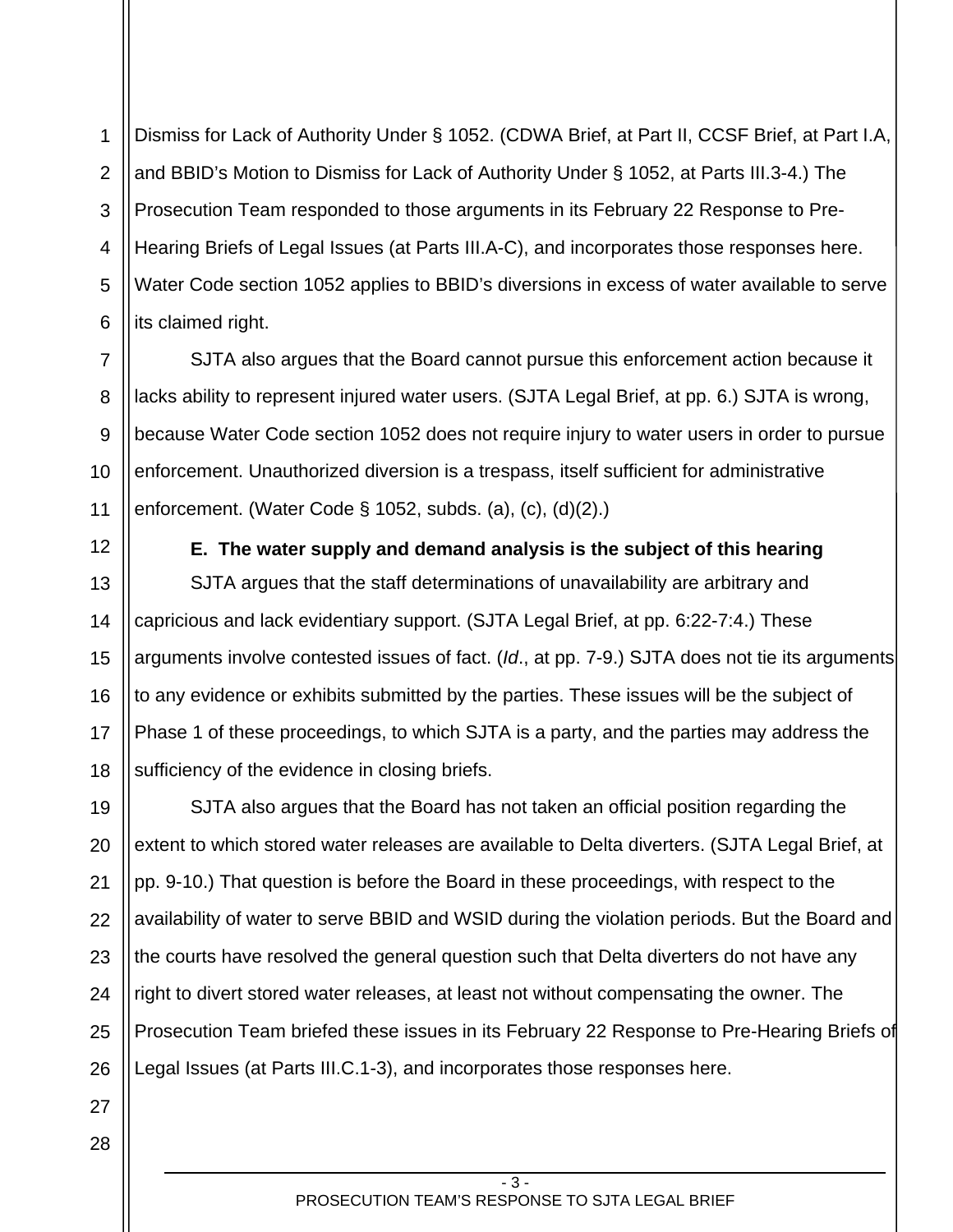Dismiss for Lack of Authority Under § 1052. (CDWA Brief, at Part II, CCSF Brief, at Part I.A, and BBID's Motion to Dismiss for Lack of Authority Under § 1052, at Parts III.3-4.) The Prosecution Team responded to those arguments in its February 22 Response to Pre-Hearing Briefs of Legal Issues (at Parts III.A-C), and incorporates those responses here. Water Code section 1052 applies to BBID's diversions in excess of water available to serve its claimed right.

SJTA also argues that the Board cannot pursue this enforcement action because it lacks ability to represent injured water users. (SJTA Legal Brief, at pp. 6.) SJTA is wrong, because Water Code section 1052 does not require injury to water users in order to pursue enforcement. Unauthorized diversion is a trespass, itself sufficient for administrative enforcement. (Water Code § 1052, subds. (a), (c), (d)(2).)

**E. The water supply and demand analysis is the subject of this hearing**

SJTA argues that the staff determinations of unavailability are arbitrary and capricious and lack evidentiary support. (SJTA Legal Brief, at pp. 6:22-7:4.) These arguments involve contested issues of fact. (*Id*., at pp. 7-9.) SJTA does not tie its arguments to any evidence or exhibits submitted by the parties. These issues will be the subject of Phase 1 of these proceedings, to which SJTA is a party, and the parties may address the sufficiency of the evidence in closing briefs.

SJTA also argues that the Board has not taken an official position regarding the extent to which stored water releases are available to Delta diverters. (SJTA Legal Brief, at pp. 9-10.) That question is before the Board in these proceedings, with respect to the availability of water to serve BBID and WSID during the violation periods. But the Board and the courts have resolved the general question such that Delta diverters do not have any right to divert stored water releases, at least not without compensating the owner. The Prosecution Team briefed these issues in its February 22 Response to Pre-Hearing Briefs of Legal Issues (at Parts III.C.1-3), and incorporates those responses here.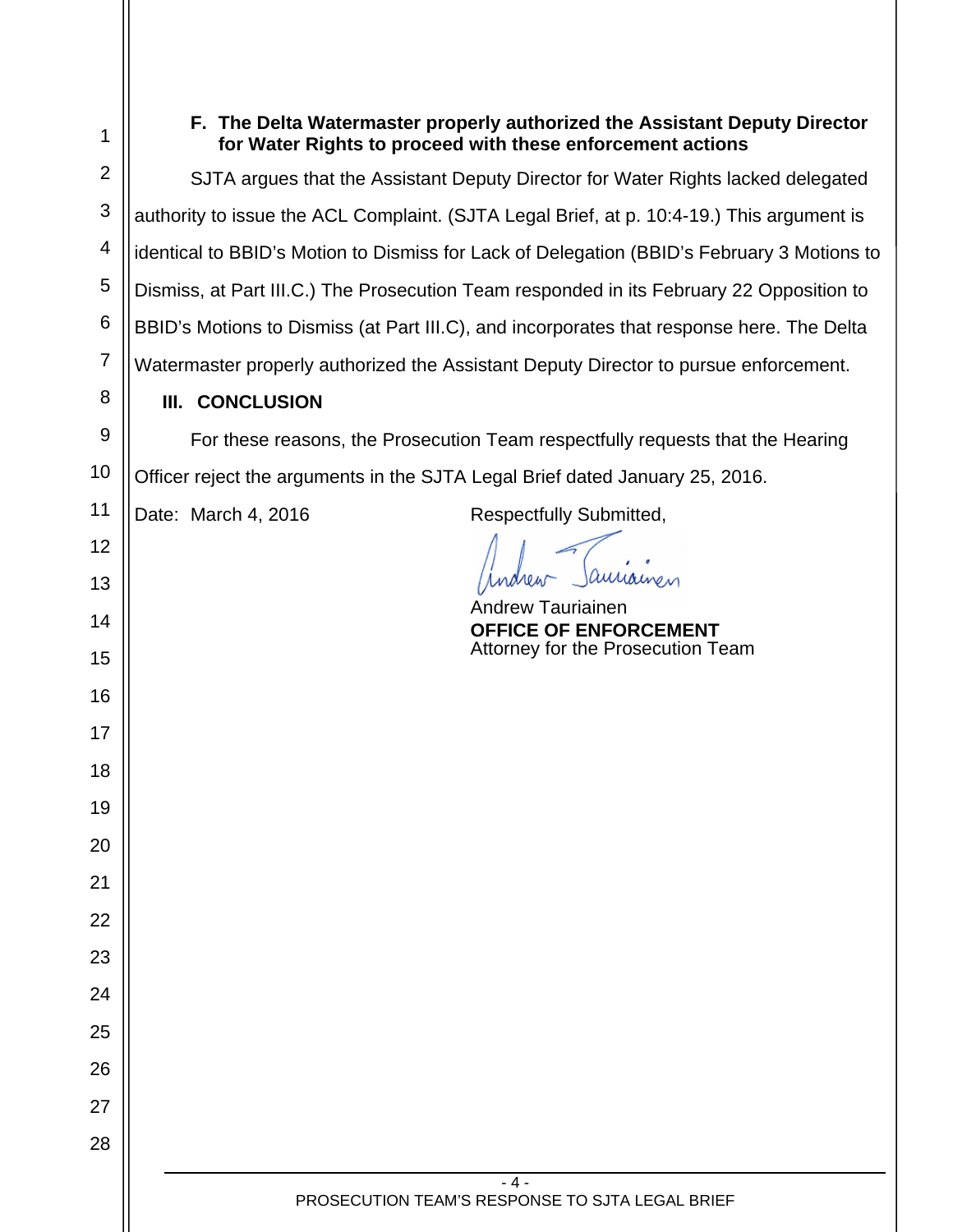### F. The Delta Watermaster properly authorized the Assistant Deputy Director for Water Rights to proceed with these enforcement actions

SJTA argues that the Assistant Deputy Director for Water Rights lacked delegated authority to issue the ACL Complaint. (SJTA Legal Brief, at p. 10:4-19.) This argument is identical to BBID's Motion to Dismiss for Lack of Delegation (BBID's February 3 Motions to Dismiss, at Part III.C.) The Prosecution Team responded in its February 22 Opposition to BBID's Motions to Dismiss (at Part III.C), and incorporates that response here. The Delta Watermaster properly authorized the Assistant Deputy Director to pursue enforcement.

## III. CONCLUSION

For these reasons, the Prosecution Team respectfully requests that the Hearing Officer reject the arguments in the SJTA Legal Brief dated January 25, 2016.

Date: March 4, 2016

Respectfully Submitted,

Andrew Tauriainen
**OFFICE OF ENFORCEMENT**
Attorney for the Prosecution Team